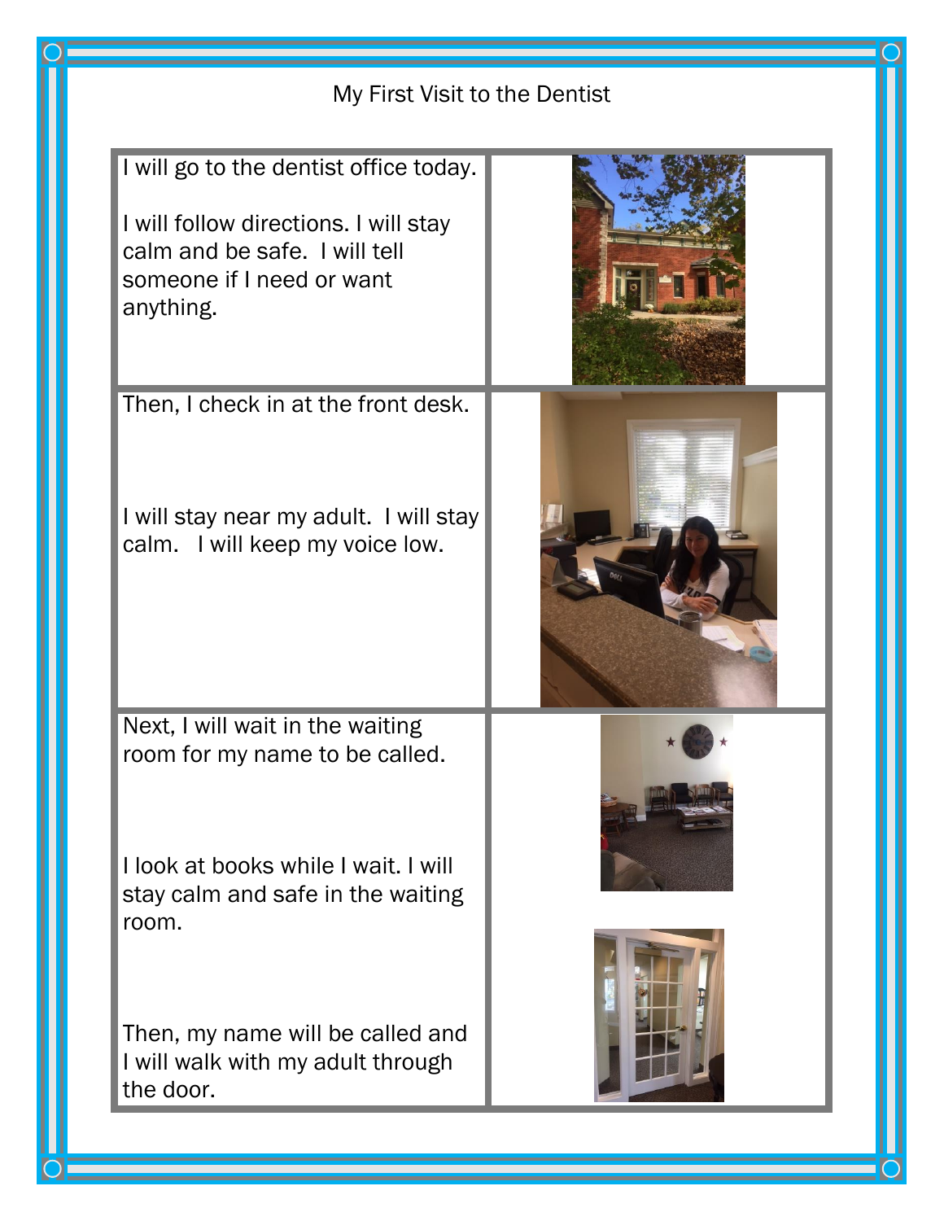# My First Visit to the Dentist

I will go to the dentist office today.

I will follow directions. I will stay calm and be safe. I will tell someone if I need or want anything.

Then, I check in at the front desk.

I will stay near my adult. I will stay calm. I will keep my voice low.

Next, I will wait in the waiting room for my name to be called.

I look at books while I wait. I will stay calm and safe in the waiting room.

Then, my name will be called and I will walk with my adult through the door.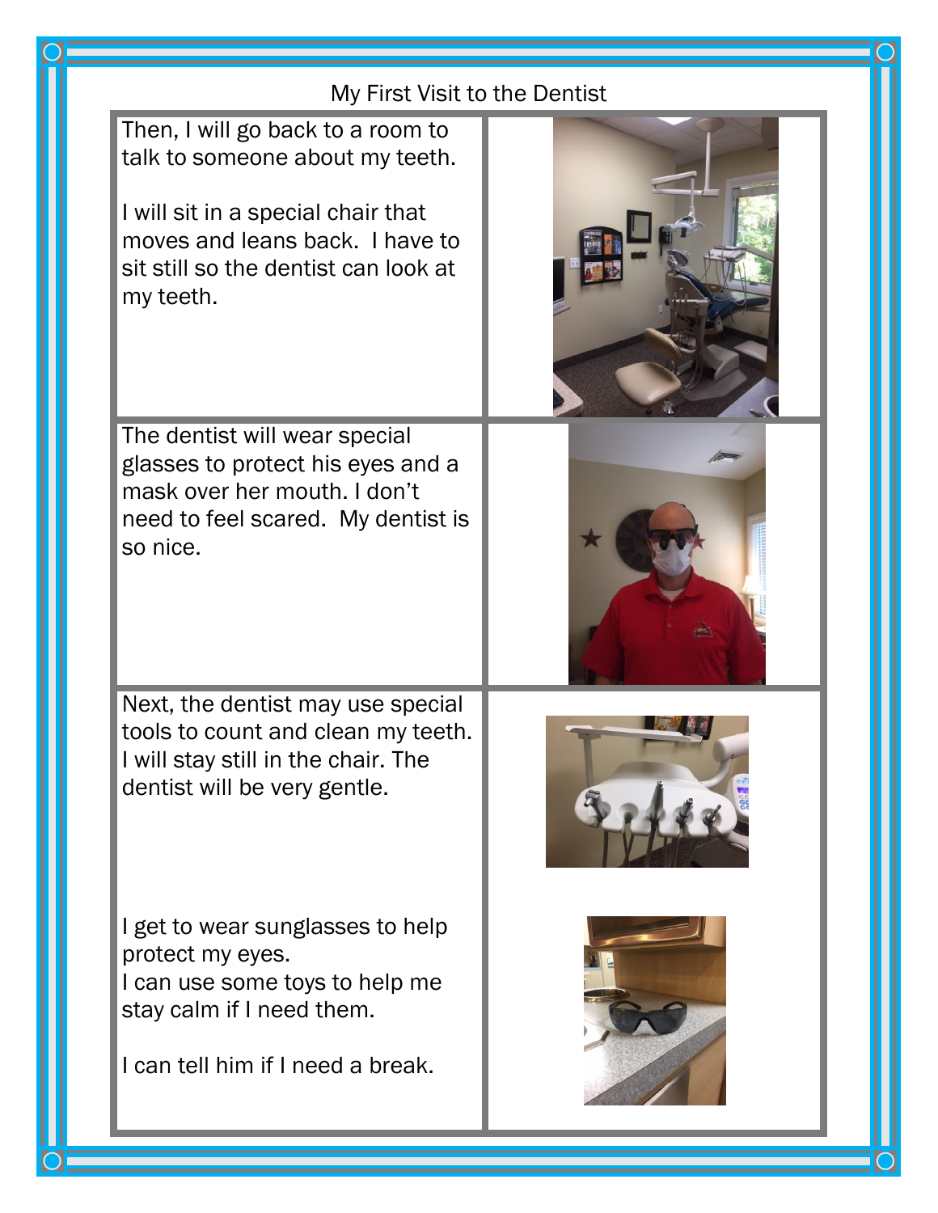My First Visit to the Dentist

Then, I will go back to a room to talk to someone about my teeth.

I will sit in a special chair that moves and leans back. I have to sit still so the dentist can look at my teeth.

The dentist will wear special glasses to protect his eyes and a mask over her mouth. I don't need to feel scared. My dentist is so nice.

Next, the dentist may use special tools to count and clean my teeth. I will stay still in the chair. The dentist will be very gentle.

I get to wear sunglasses to help protect my eyes.
I can use some toys to help me stay calm if I need them.

I can tell him if I need a break.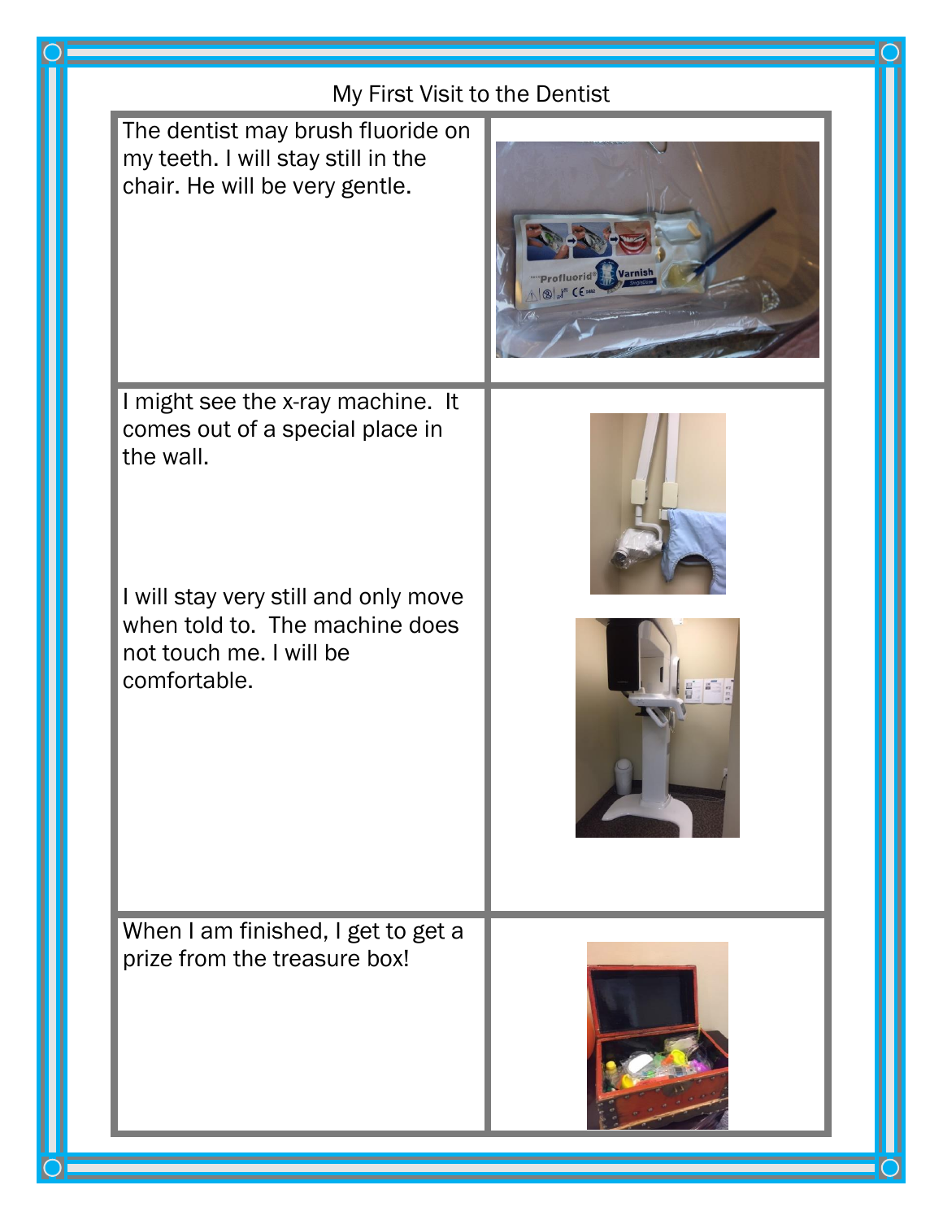My First Visit to the Dentist

| | |
|---|---|
| The dentist may brush fluoride on my teeth. I will stay still in the chair. He will be very gentle. | |
| I might see the x-ray machine. It comes out of a special place in the wall.<br><br>I will stay very still and only move when told to. The machine does not touch me. I will be comfortable. | |
| When I am finished, I get to get a prize from the treasure box! | |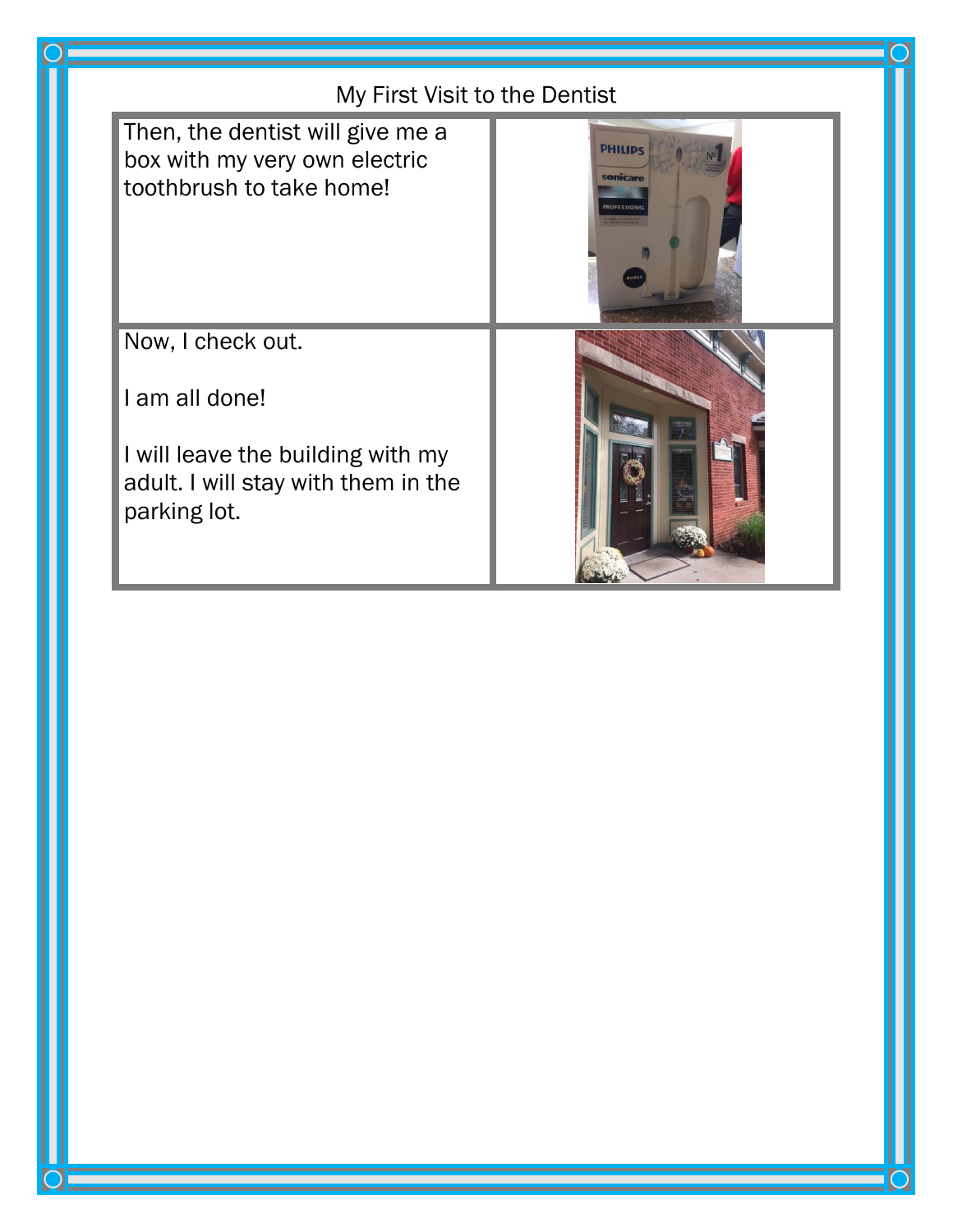My First Visit to the Dentist

| | |
|---|---|
| Then, the dentist will give me a box with my very own electric toothbrush to take home! | |
| Now, I check out.<br><br>I am all done!<br><br>I will leave the building with my adult. I will stay with them in the parking lot. | |